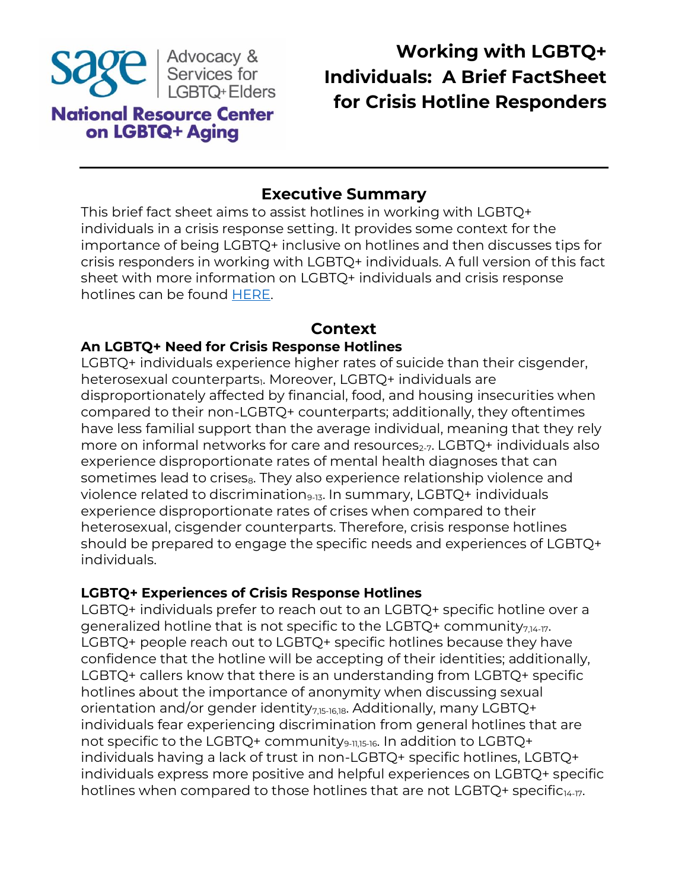sage | Advocacy & Services for LGBTQ+ Elders

National Resource Center on LGBTQ+ Aging

# Working with LGBTQ+ Individuals: A Brief FactSheet for Crisis Hotline Responders

## Executive Summary

This brief fact sheet aims to assist hotlines in working with LGBTQ+ individuals in a crisis response setting. It provides some context for the importance of being LGBTQ+ inclusive on hotlines and then discusses tips for crisis responders in working with LGBTQ+ individuals. A full version of this fact sheet with more information on LGBTQ+ individuals and crisis response hotlines can be found HERE.

## Context

### An LGBTQ+ Need for Crisis Response Hotlines

LGBTQ+ individuals experience higher rates of suicide than their cisgender, heterosexual counterparts[1]. Moreover, LGBTQ+ individuals are disproportionately affected by financial, food, and housing insecurities when compared to their non-LGBTQ+ counterparts; additionally, they oftentimes have less familial support than the average individual, meaning that they rely more on informal networks for care and resources[2-7]. LGBTQ+ individuals also experience disproportionate rates of mental health diagnoses that can sometimes lead to crises[8]. They also experience relationship violence and violence related to discrimination[9-13]. In summary, LGBTQ+ individuals experience disproportionate rates of crises when compared to their heterosexual, cisgender counterparts. Therefore, crisis response hotlines should be prepared to engage the specific needs and experiences of LGBTQ+ individuals.

### LGBTQ+ Experiences of Crisis Response Hotlines

LGBTQ+ individuals prefer to reach out to an LGBTQ+ specific hotline over a generalized hotline that is not specific to the LGBTQ+ community[7,14-17]. LGBTQ+ people reach out to LGBTQ+ specific hotlines because they have confidence that the hotline will be accepting of their identities; additionally, LGBTQ+ callers know that there is an understanding from LGBTQ+ specific hotlines about the importance of anonymity when discussing sexual orientation and/or gender identity[7,15-16,18]. Additionally, many LGBTQ+ individuals fear experiencing discrimination from general hotlines that are not specific to the LGBTQ+ community[9-11,15-16]. In addition to LGBTQ+ individuals having a lack of trust in non-LGBTQ+ specific hotlines, LGBTQ+ individuals express more positive and helpful experiences on LGBTQ+ specific hotlines when compared to those hotlines that are not LGBTQ+ specific[14-17].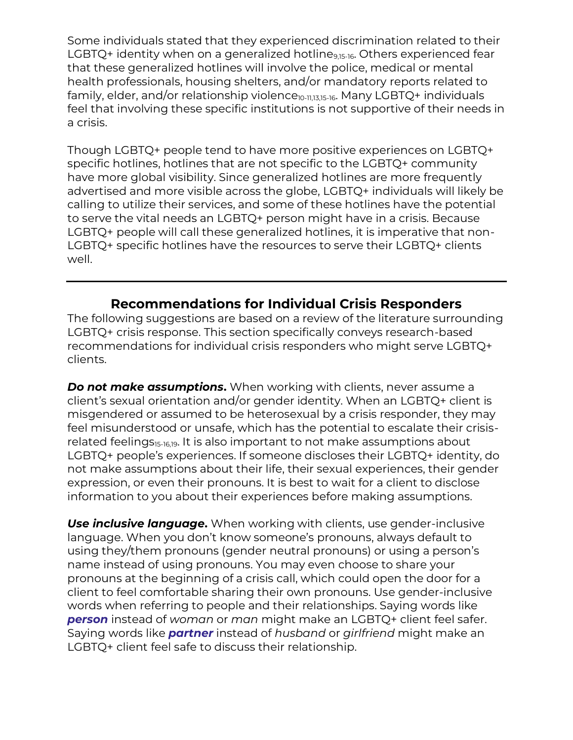Some individuals stated that they experienced discrimination related to their LGBTQ+ identity when on a generalized hotline[9,15-16]. Others experienced fear that these generalized hotlines will involve the police, medical or mental health professionals, housing shelters, and/or mandatory reports related to family, elder, and/or relationship violence[10-11,13,15-16]. Many LGBTQ+ individuals feel that involving these specific institutions is not supportive of their needs in a crisis.

Though LGBTQ+ people tend to have more positive experiences on LGBTQ+ specific hotlines, hotlines that are not specific to the LGBTQ+ community have more global visibility. Since generalized hotlines are more frequently advertised and more visible across the globe, LGBTQ+ individuals will likely be calling to utilize their services, and some of these hotlines have the potential to serve the vital needs an LGBTQ+ person might have in a crisis. Because LGBTQ+ people will call these generalized hotlines, it is imperative that non-LGBTQ+ specific hotlines have the resources to serve their LGBTQ+ clients well.

---

## Recommendations for Individual Crisis Responders

The following suggestions are based on a review of the literature surrounding LGBTQ+ crisis response. This section specifically conveys research-based recommendations for individual crisis responders who might serve LGBTQ+ clients.

***Do not make assumptions.*** When working with clients, never assume a client's sexual orientation and/or gender identity. When an LGBTQ+ client is misgendered or assumed to be heterosexual by a crisis responder, they may feel misunderstood or unsafe, which has the potential to escalate their crisis-related feelings[15-16,19]. It is also important to not make assumptions about LGBTQ+ people's experiences. If someone discloses their LGBTQ+ identity, do not make assumptions about their life, their sexual experiences, their gender expression, or even their pronouns. It is best to wait for a client to disclose information to you about their experiences before making assumptions.

***Use inclusive language.*** When working with clients, use gender-inclusive language. When you don't know someone's pronouns, always default to using they/them pronouns (gender neutral pronouns) or using a person's name instead of using pronouns. You may even choose to share your pronouns at the beginning of a crisis call, which could open the door for a client to feel comfortable sharing their own pronouns. Use gender-inclusive words when referring to people and their relationships. Saying words like ***person*** instead of *woman* or *man* might make an LGBTQ+ client feel safer. Saying words like ***partner*** instead of *husband* or *girlfriend* might make an LGBTQ+ client feel safe to discuss their relationship.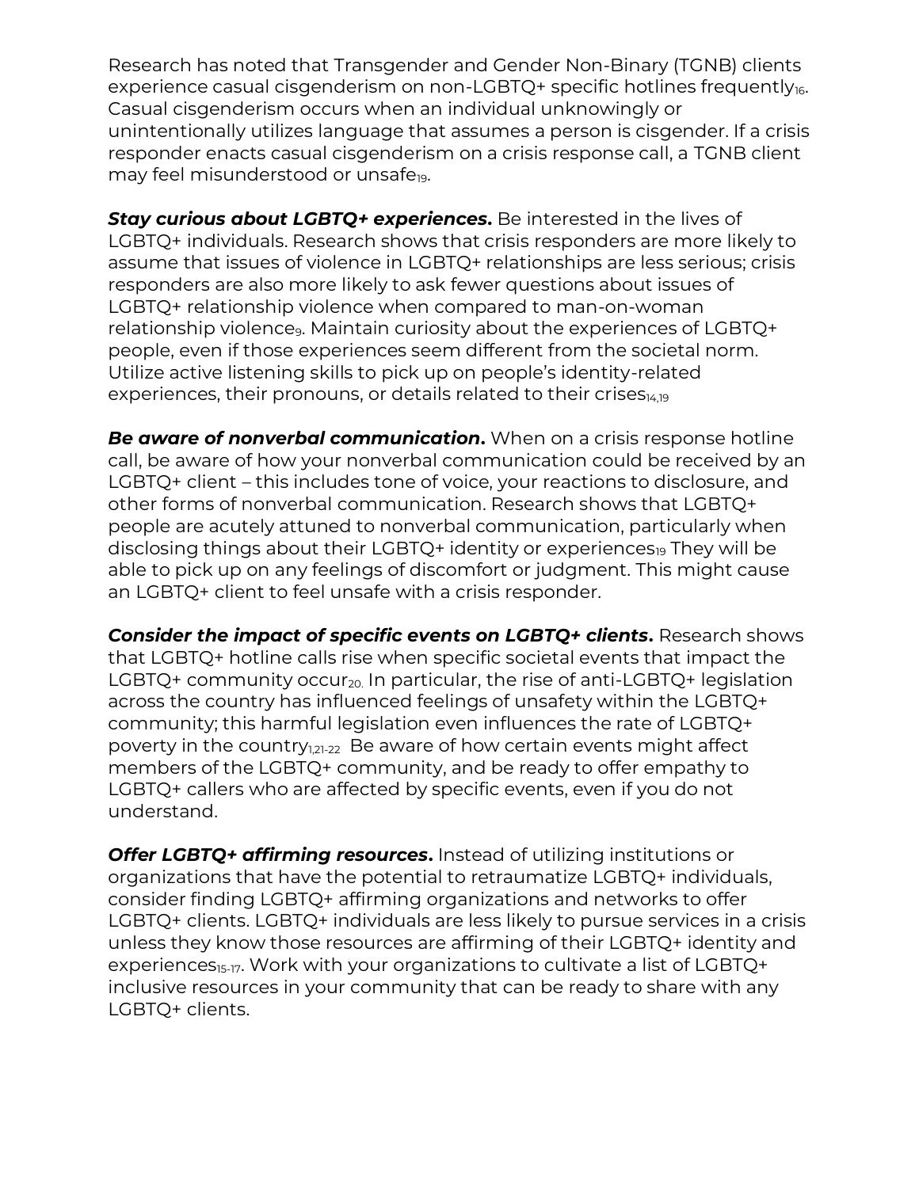Research has noted that Transgender and Gender Non-Binary (TGNB) clients experience casual cisgenderism on non-LGBTQ+ specific hotlines frequently[16]. Casual cisgenderism occurs when an individual unknowingly or unintentionally utilizes language that assumes a person is cisgender. If a crisis responder enacts casual cisgenderism on a crisis response call, a TGNB client may feel misunderstood or unsafe[19].

***Stay curious about LGBTQ+ experiences.*** Be interested in the lives of LGBTQ+ individuals. Research shows that crisis responders are more likely to assume that issues of violence in LGBTQ+ relationships are less serious; crisis responders are also more likely to ask fewer questions about issues of LGBTQ+ relationship violence when compared to man-on-woman relationship violence[9]. Maintain curiosity about the experiences of LGBTQ+ people, even if those experiences seem different from the societal norm. Utilize active listening skills to pick up on people's identity-related experiences, their pronouns, or details related to their crises[14,19]

***Be aware of nonverbal communication.*** When on a crisis response hotline call, be aware of how your nonverbal communication could be received by an LGBTQ+ client – this includes tone of voice, your reactions to disclosure, and other forms of nonverbal communication. Research shows that LGBTQ+ people are acutely attuned to nonverbal communication, particularly when disclosing things about their LGBTQ+ identity or experiences[19] They will be able to pick up on any feelings of discomfort or judgment. This might cause an LGBTQ+ client to feel unsafe with a crisis responder.

***Consider the impact of specific events on LGBTQ+ clients.*** Research shows that LGBTQ+ hotline calls rise when specific societal events that impact the LGBTQ+ community occur[20]. In particular, the rise of anti-LGBTQ+ legislation across the country has influenced feelings of unsafety within the LGBTQ+ community; this harmful legislation even influences the rate of LGBTQ+ poverty in the country[1,21-22] Be aware of how certain events might affect members of the LGBTQ+ community, and be ready to offer empathy to LGBTQ+ callers who are affected by specific events, even if you do not understand.

***Offer LGBTQ+ affirming resources.*** Instead of utilizing institutions or organizations that have the potential to retraumatize LGBTQ+ individuals, consider finding LGBTQ+ affirming organizations and networks to offer LGBTQ+ clients. LGBTQ+ individuals are less likely to pursue services in a crisis unless they know those resources are affirming of their LGBTQ+ identity and experiences[15-17]. Work with your organizations to cultivate a list of LGBTQ+ inclusive resources in your community that can be ready to share with any LGBTQ+ clients.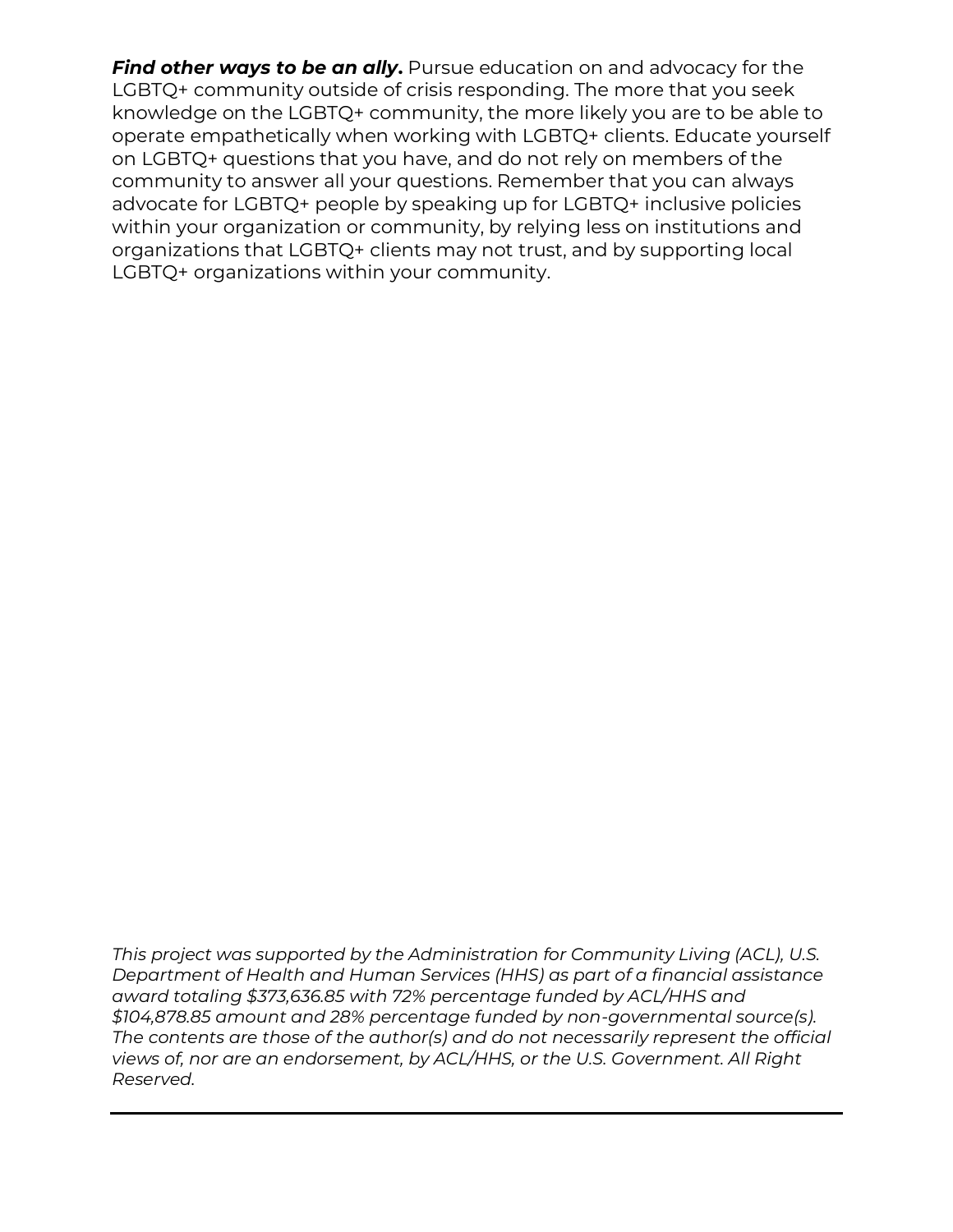***Find other ways to be an ally.*** Pursue education on and advocacy for the LGBTQ+ community outside of crisis responding. The more that you seek knowledge on the LGBTQ+ community, the more likely you are to be able to operate empathetically when working with LGBTQ+ clients. Educate yourself on LGBTQ+ questions that you have, and do not rely on members of the community to answer all your questions. Remember that you can always advocate for LGBTQ+ people by speaking up for LGBTQ+ inclusive policies within your organization or community, by relying less on institutions and organizations that LGBTQ+ clients may not trust, and by supporting local LGBTQ+ organizations within your community.

*This project was supported by the Administration for Community Living (ACL), U.S. Department of Health and Human Services (HHS) as part of a financial assistance award totaling $373,636.85 with 72% percentage funded by ACL/HHS and $104,878.85 amount and 28% percentage funded by non-governmental source(s). The contents are those of the author(s) and do not necessarily represent the official views of, nor are an endorsement, by ACL/HHS, or the U.S. Government. All Right Reserved.*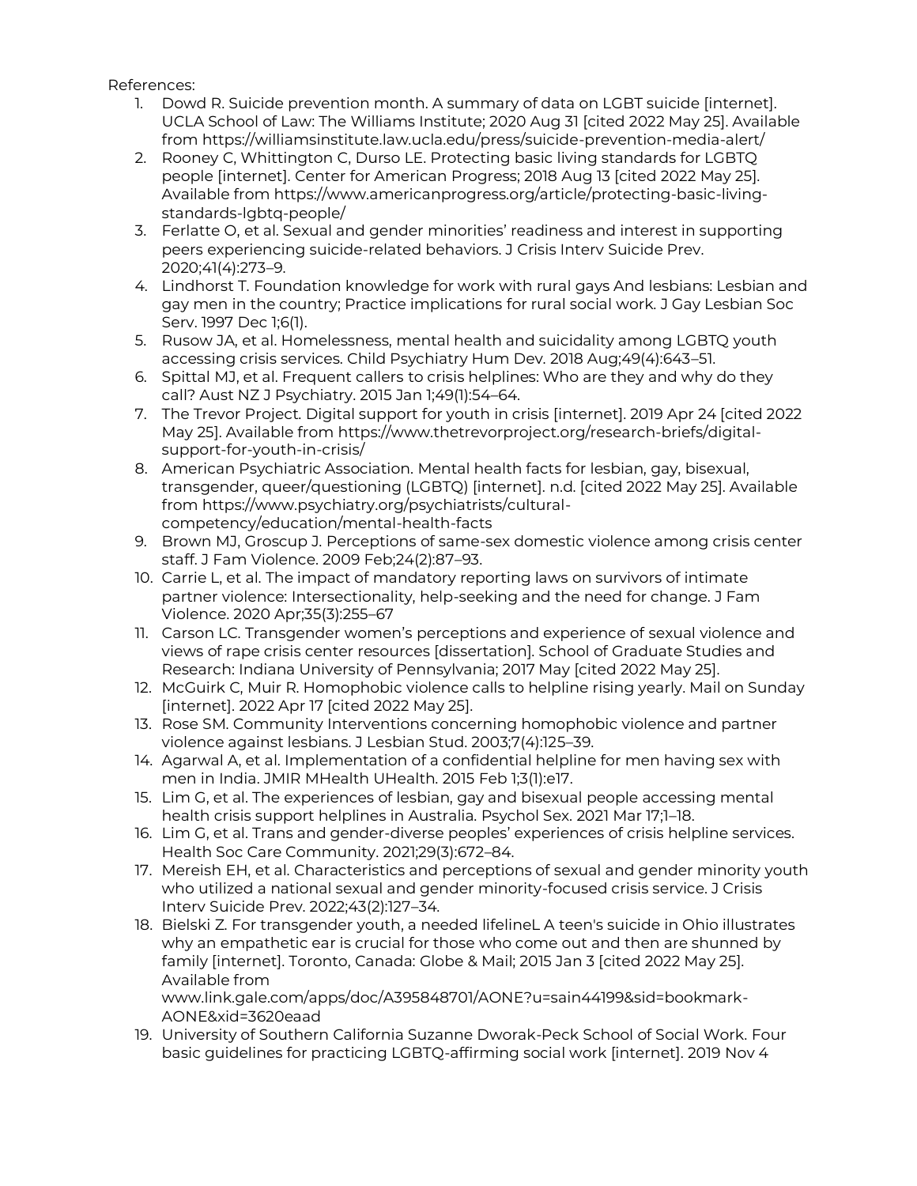References:

1. Dowd R. Suicide prevention month. A summary of data on LGBT suicide [internet]. UCLA School of Law: The Williams Institute; 2020 Aug 31 [cited 2022 May 25]. Available from https://williamsinstitute.law.ucla.edu/press/suicide-prevention-media-alert/
2. Rooney C, Whittington C, Durso LE. Protecting basic living standards for LGBTQ people [internet]. Center for American Progress; 2018 Aug 13 [cited 2022 May 25]. Available from https://www.americanprogress.org/article/protecting-basic-living-standards-lgbtq-people/
3. Ferlatte O, et al. Sexual and gender minorities' readiness and interest in supporting peers experiencing suicide-related behaviors. J Crisis Interv Suicide Prev. 2020;41(4):273–9.
4. Lindhorst T. Foundation knowledge for work with rural gays And lesbians: Lesbian and gay men in the country; Practice implications for rural social work. J Gay Lesbian Soc Serv. 1997 Dec 1;6(1).
5. Rusow JA, et al. Homelessness, mental health and suicidality among LGBTQ youth accessing crisis services. Child Psychiatry Hum Dev. 2018 Aug;49(4):643–51.
6. Spittal MJ, et al. Frequent callers to crisis helplines: Who are they and why do they call? Aust NZ J Psychiatry. 2015 Jan 1;49(1):54–64.
7. The Trevor Project. Digital support for youth in crisis [internet]. 2019 Apr 24 [cited 2022 May 25]. Available from https://www.thetrevorproject.org/research-briefs/digital-support-for-youth-in-crisis/
8. American Psychiatric Association. Mental health facts for lesbian, gay, bisexual, transgender, queer/questioning (LGBTQ) [internet]. n.d. [cited 2022 May 25]. Available from https://www.psychiatry.org/psychiatrists/cultural-competency/education/mental-health-facts
9. Brown MJ, Groscup J. Perceptions of same-sex domestic violence among crisis center staff. J Fam Violence. 2009 Feb;24(2):87–93.
10. Carrie L, et al. The impact of mandatory reporting laws on survivors of intimate partner violence: Intersectionality, help-seeking and the need for change. J Fam Violence. 2020 Apr;35(3):255–67
11. Carson LC. Transgender women's perceptions and experience of sexual violence and views of rape crisis center resources [dissertation]. School of Graduate Studies and Research: Indiana University of Pennsylvania; 2017 May [cited 2022 May 25].
12. McGuirk C, Muir R. Homophobic violence calls to helpline rising yearly. Mail on Sunday [internet]. 2022 Apr 17 [cited 2022 May 25].
13. Rose SM. Community Interventions concerning homophobic violence and partner violence against lesbians. J Lesbian Stud. 2003;7(4):125–39.
14. Agarwal A, et al. Implementation of a confidential helpline for men having sex with men in India. JMIR MHealth UHealth. 2015 Feb 1;3(1):e17.
15. Lim G, et al. The experiences of lesbian, gay and bisexual people accessing mental health crisis support helplines in Australia. Psychol Sex. 2021 Mar 17;1–18.
16. Lim G, et al. Trans and gender-diverse peoples' experiences of crisis helpline services. Health Soc Care Community. 2021;29(3):672–84.
17. Mereish EH, et al. Characteristics and perceptions of sexual and gender minority youth who utilized a national sexual and gender minority-focused crisis service. J Crisis Interv Suicide Prev. 2022;43(2):127–34.
18. Bielski Z. For transgender youth, a needed lifelineL A teen's suicide in Ohio illustrates why an empathetic ear is crucial for those who come out and then are shunned by family [internet]. Toronto, Canada: Globe & Mail; 2015 Jan 3 [cited 2022 May 25]. Available from www.link.gale.com/apps/doc/A395848701/AONE?u=sain44199&sid=bookmark-AONE&xid=3620eaad
19. University of Southern California Suzanne Dworak-Peck School of Social Work. Four basic guidelines for practicing LGBTQ-affirming social work [internet]. 2019 Nov 4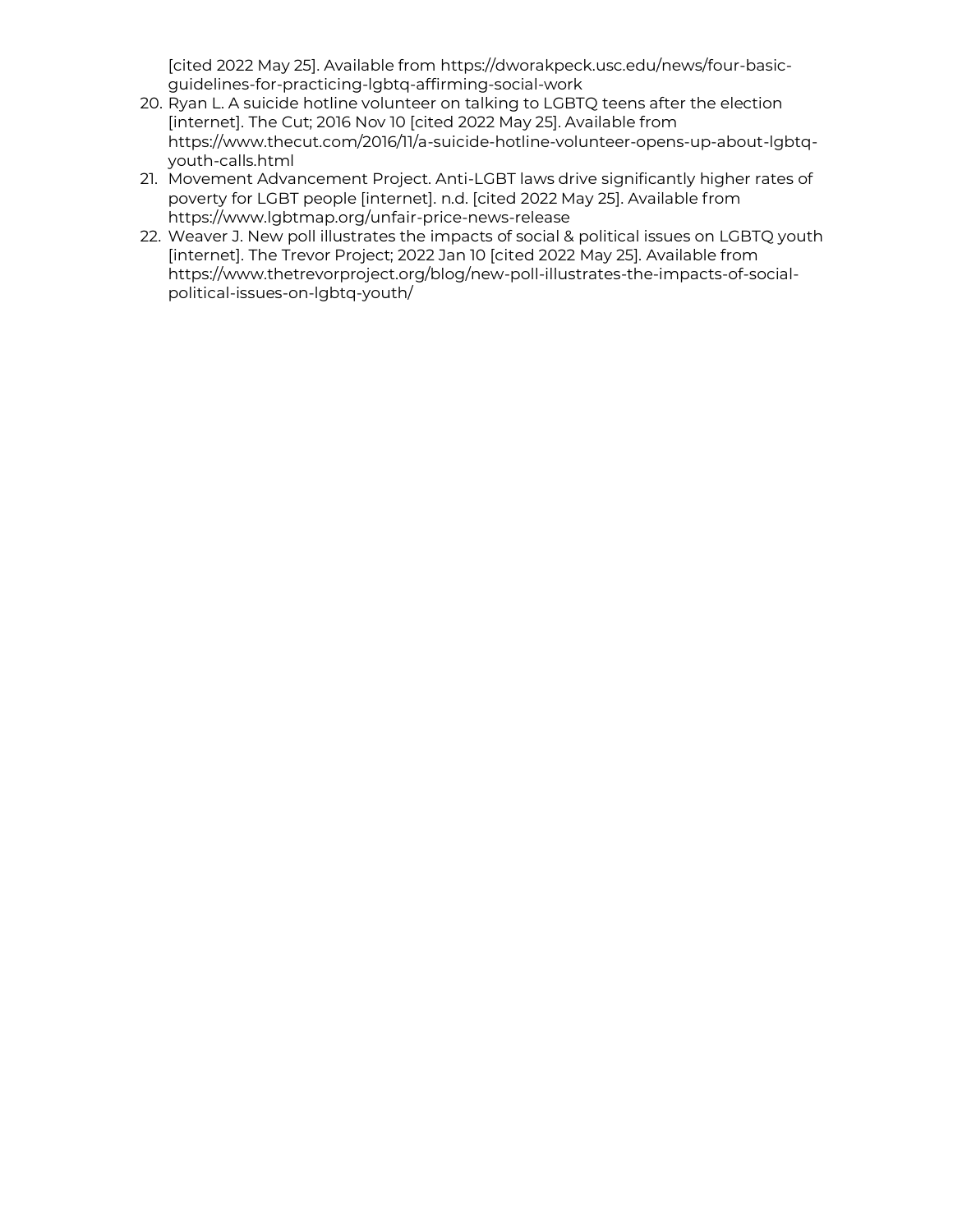[cited 2022 May 25]. Available from https://dworakpeck.usc.edu/news/four-basic-guidelines-for-practicing-lgbtq-affirming-social-work

20. Ryan L. A suicide hotline volunteer on talking to LGBTQ teens after the election [internet]. The Cut; 2016 Nov 10 [cited 2022 May 25]. Available from https://www.thecut.com/2016/11/a-suicide-hotline-volunteer-opens-up-about-lgbtq-youth-calls.html
21. Movement Advancement Project. Anti-LGBT laws drive significantly higher rates of poverty for LGBT people [internet]. n.d. [cited 2022 May 25]. Available from https://www.lgbtmap.org/unfair-price-news-release
22. Weaver J. New poll illustrates the impacts of social & political issues on LGBTQ youth [internet]. The Trevor Project; 2022 Jan 10 [cited 2022 May 25]. Available from https://www.thetrevorproject.org/blog/new-poll-illustrates-the-impacts-of-social-political-issues-on-lgbtq-youth/